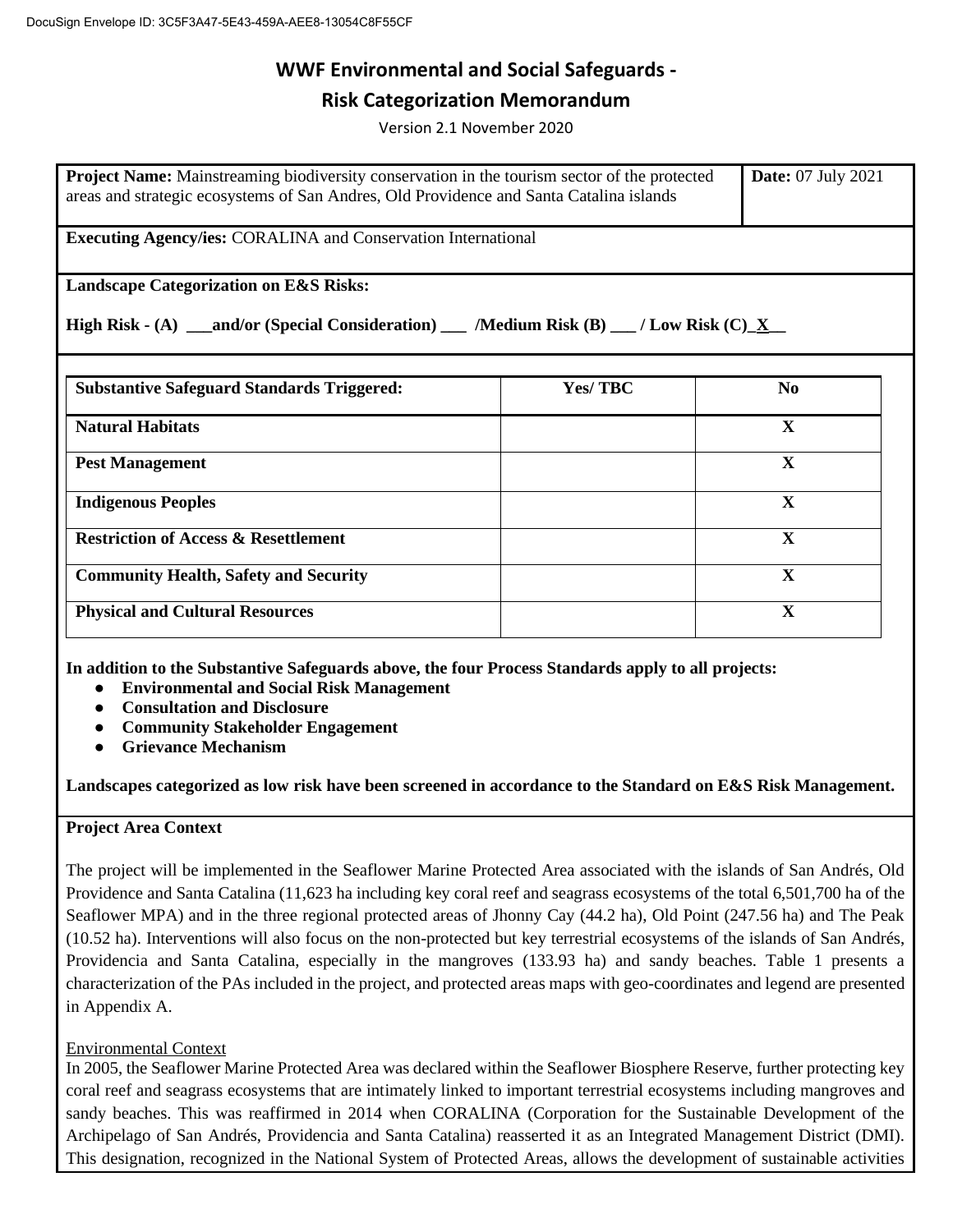# WWF Environmental and Social Safeguards - Risk Categorization Memorandum

Version 2.1 November 2020

| | |
|---|---|
| **Project Name:** Mainstreaming biodiversity conservation in the tourism sector of the protected areas and strategic ecosystems of San Andres, Old Providence and Santa Catalina islands | **Date:** 07 July 2021 |

**Executing Agency/ies:** CORALINA and Conservation International

**Landscape Categorization on E&S Risks:**

**High Risk - (A) ___and/or (Special Consideration) ___ /Medium Risk (B) ___ / Low Risk (C)_X__**

| Substantive Safeguard Standards Triggered: | Yes/ TBC | No |
|---|---|---|
| **Natural Habitats** | | X |
| **Pest Management** | | X |
| **Indigenous Peoples** | | X |
| **Restriction of Access & Resettlement** | | X |
| **Community Health, Safety and Security** | | X |
| **Physical and Cultural Resources** | | X |

**In addition to the Substantive Safeguards above, the four Process Standards apply to all projects:**

- **Environmental and Social Risk Management**
- **Consultation and Disclosure**
- **Community Stakeholder Engagement**
- **Grievance Mechanism**

**Landscapes categorized as low risk have been screened in accordance to the Standard on E&S Risk Management.**

**Project Area Context**

The project will be implemented in the Seaflower Marine Protected Area associated with the islands of San Andrés, Old Providence and Santa Catalina (11,623 ha including key coral reef and seagrass ecosystems of the total 6,501,700 ha of the Seaflower MPA) and in the three regional protected areas of Jhonny Cay (44.2 ha), Old Point (247.56 ha) and The Peak (10.52 ha). Interventions will also focus on the non-protected but key terrestrial ecosystems of the islands of San Andrés, Providencia and Santa Catalina, especially in the mangroves (133.93 ha) and sandy beaches. Table 1 presents a characterization of the PAs included in the project, and protected areas maps with geo-coordinates and legend are presented in Appendix A.

Environmental Context

In 2005, the Seaflower Marine Protected Area was declared within the Seaflower Biosphere Reserve, further protecting key coral reef and seagrass ecosystems that are intimately linked to important terrestrial ecosystems including mangroves and sandy beaches. This was reaffirmed in 2014 when CORALINA (Corporation for the Sustainable Development of the Archipelago of San Andrés, Providencia and Santa Catalina) reasserted it as an Integrated Management District (DMI). This designation, recognized in the National System of Protected Areas, allows the development of sustainable activities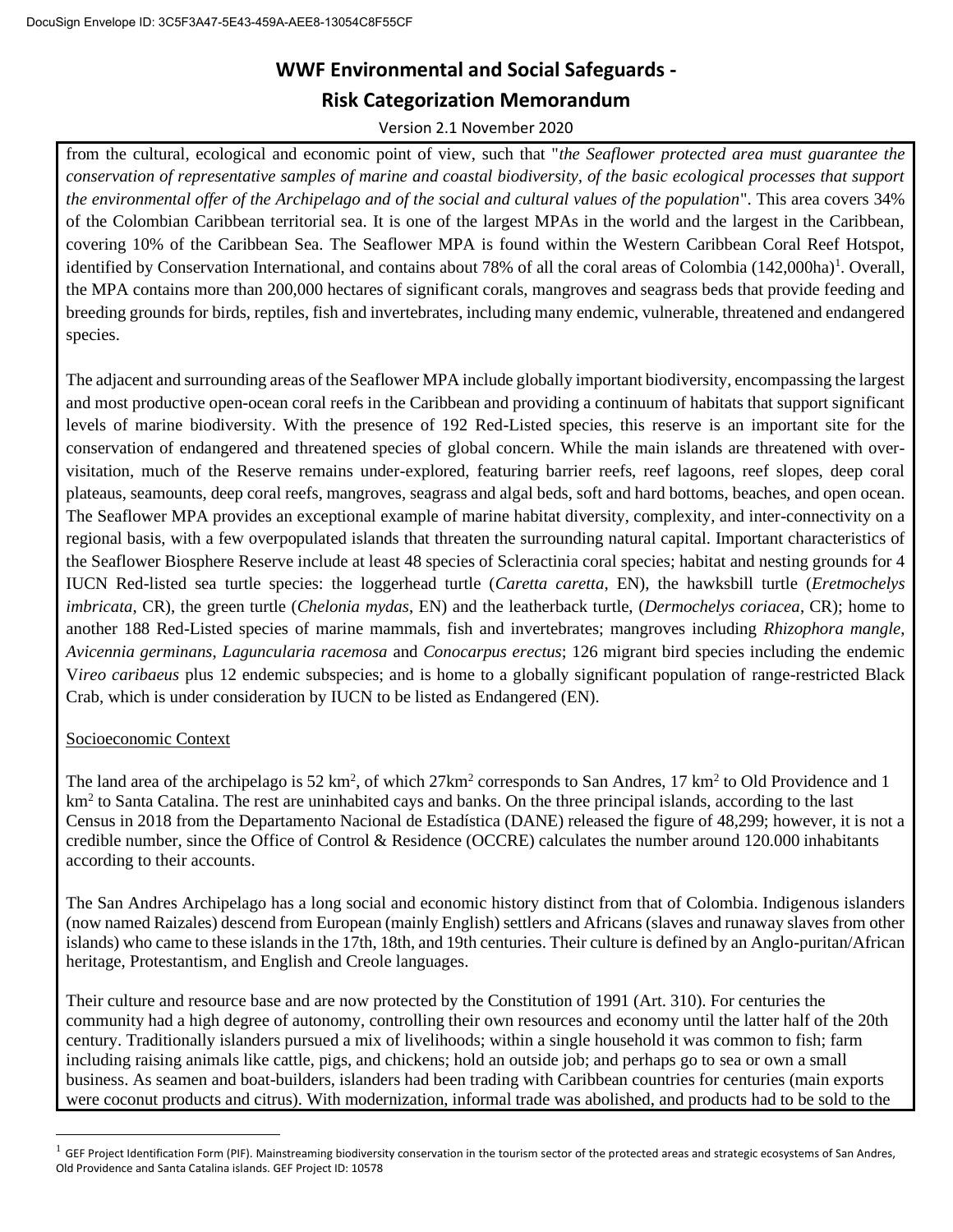from the cultural, ecological and economic point of view, such that "*the Seaflower protected area must guarantee the conservation of representative samples of marine and coastal biodiversity, of the basic ecological processes that support the environmental offer of the Archipelago and of the social and cultural values of the population*". This area covers 34% of the Colombian Caribbean territorial sea. It is one of the largest MPAs in the world and the largest in the Caribbean, covering 10% of the Caribbean Sea. The Seaflower MPA is found within the Western Caribbean Coral Reef Hotspot, identified by Conservation International, and contains about 78% of all the coral areas of Colombia (142,000ha)[1]. Overall, the MPA contains more than 200,000 hectares of significant corals, mangroves and seagrass beds that provide feeding and breeding grounds for birds, reptiles, fish and invertebrates, including many endemic, vulnerable, threatened and endangered species.

The adjacent and surrounding areas of the Seaflower MPA include globally important biodiversity, encompassing the largest and most productive open-ocean coral reefs in the Caribbean and providing a continuum of habitats that support significant levels of marine biodiversity. With the presence of 192 Red-Listed species, this reserve is an important site for the conservation of endangered and threatened species of global concern. While the main islands are threatened with over-visitation, much of the Reserve remains under-explored, featuring barrier reefs, reef lagoons, reef slopes, deep coral plateaus, seamounts, deep coral reefs, mangroves, seagrass and algal beds, soft and hard bottoms, beaches, and open ocean. The Seaflower MPA provides an exceptional example of marine habitat diversity, complexity, and inter-connectivity on a regional basis, with a few overpopulated islands that threaten the surrounding natural capital. Important characteristics of the Seaflower Biosphere Reserve include at least 48 species of Scleractinia coral species; habitat and nesting grounds for 4 IUCN Red-listed sea turtle species: the loggerhead turtle (*Caretta caretta*, EN), the hawksbill turtle (*Eretmochelys imbricata*, CR), the green turtle (*Chelonia mydas*, EN) and the leatherback turtle, (*Dermochelys coriacea*, CR); home to another 188 Red-Listed species of marine mammals, fish and invertebrates; mangroves including *Rhizophora mangle*, *Avicennia germinans*, *Laguncularia racemosa* and *Conocarpus erectus*; 126 migrant bird species including the endemic V*ireo caribaeus* plus 12 endemic subspecies; and is home to a globally significant population of range-restricted Black Crab, which is under consideration by IUCN to be listed as Endangered (EN).

Socioeconomic Context

The land area of the archipelago is 52 km$^2$, of which 27km$^2$ corresponds to San Andres, 17 km$^2$ to Old Providence and 1 km$^2$ to Santa Catalina. The rest are uninhabited cays and banks. On the three principal islands, according to the last Census in 2018 from the Departamento Nacional de Estadística (DANE) released the figure of 48,299; however, it is not a credible number, since the Office of Control & Residence (OCCRE) calculates the number around 120.000 inhabitants according to their accounts.

The San Andres Archipelago has a long social and economic history distinct from that of Colombia. Indigenous islanders (now named Raizales) descend from European (mainly English) settlers and Africans (slaves and runaway slaves from other islands) who came to these islands in the 17th, 18th, and 19th centuries. Their culture is defined by an Anglo-puritan/African heritage, Protestantism, and English and Creole languages.

Their culture and resource base and are now protected by the Constitution of 1991 (Art. 310). For centuries the community had a high degree of autonomy, controlling their own resources and economy until the latter half of the 20th century. Traditionally islanders pursued a mix of livelihoods; within a single household it was common to fish; farm including raising animals like cattle, pigs, and chickens; hold an outside job; and perhaps go to sea or own a small business. As seamen and boat-builders, islanders had been trading with Caribbean countries for centuries (main exports were coconut products and citrus). With modernization, informal trade was abolished, and products had to be sold to the

[1] GEF Project Identification Form (PIF). Mainstreaming biodiversity conservation in the tourism sector of the protected areas and strategic ecosystems of San Andres, Old Providence and Santa Catalina islands. GEF Project ID: 10578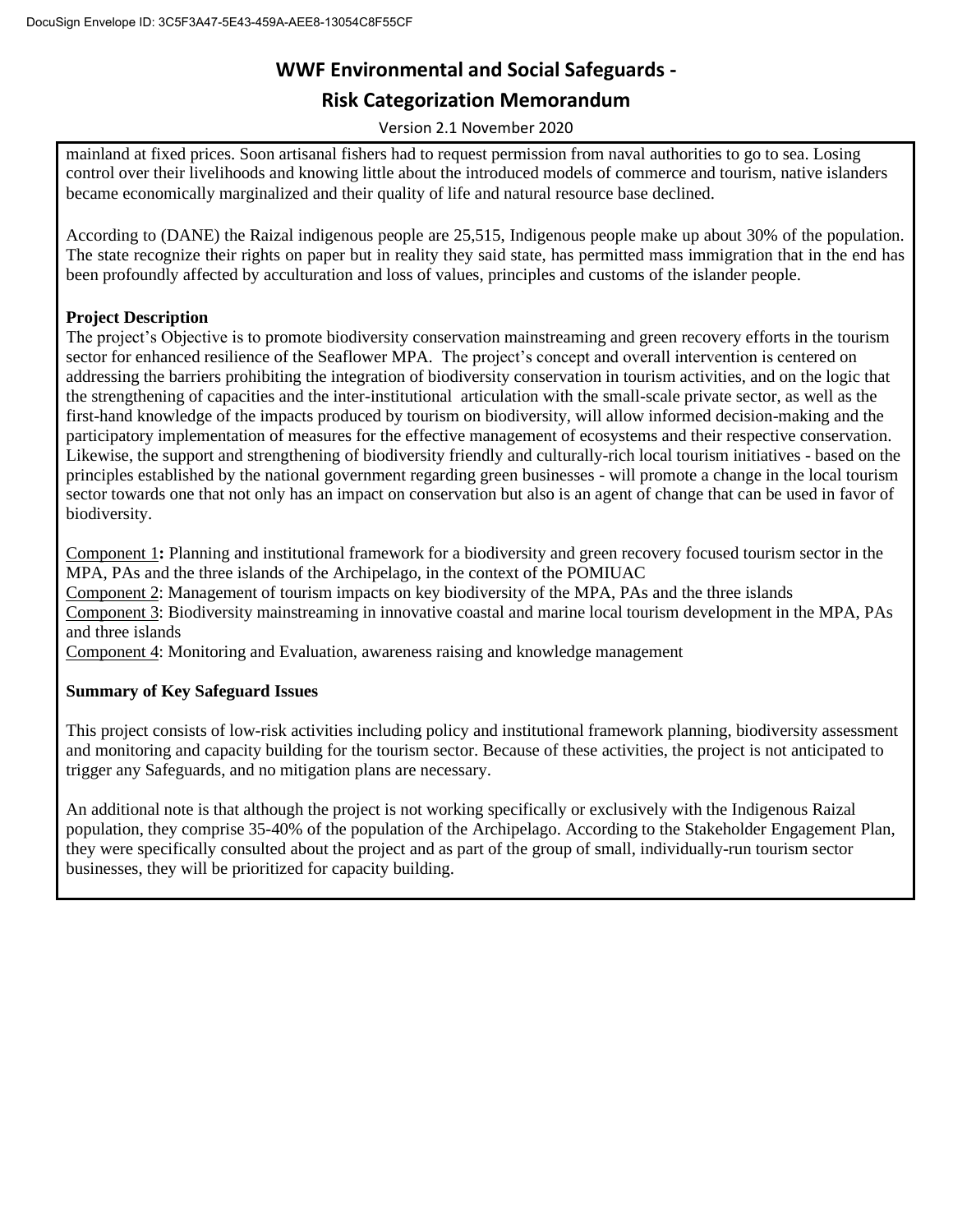mainland at fixed prices. Soon artisanal fishers had to request permission from naval authorities to go to sea. Losing control over their livelihoods and knowing little about the introduced models of commerce and tourism, native islanders became economically marginalized and their quality of life and natural resource base declined.

According to (DANE) the Raizal indigenous people are 25,515, Indigenous people make up about 30% of the population. The state recognize their rights on paper but in reality they said state, has permitted mass immigration that in the end has been profoundly affected by acculturation and loss of values, principles and customs of the islander people.

**Project Description**

The project's Objective is to promote biodiversity conservation mainstreaming and green recovery efforts in the tourism sector for enhanced resilience of the Seaflower MPA. The project's concept and overall intervention is centered on addressing the barriers prohibiting the integration of biodiversity conservation in tourism activities, and on the logic that the strengthening of capacities and the inter-institutional articulation with the small-scale private sector, as well as the first-hand knowledge of the impacts produced by tourism on biodiversity, will allow informed decision-making and the participatory implementation of measures for the effective management of ecosystems and their respective conservation. Likewise, the support and strengthening of biodiversity friendly and culturally-rich local tourism initiatives - based on the principles established by the national government regarding green businesses - will promote a change in the local tourism sector towards one that not only has an impact on conservation but also is an agent of change that can be used in favor of biodiversity.

Component 1**:** Planning and institutional framework for a biodiversity and green recovery focused tourism sector in the MPA, PAs and the three islands of the Archipelago, in the context of the POMIUAC
Component 2: Management of tourism impacts on key biodiversity of the MPA, PAs and the three islands
Component 3: Biodiversity mainstreaming in innovative coastal and marine local tourism development in the MPA, PAs and three islands
Component 4: Monitoring and Evaluation, awareness raising and knowledge management

**Summary of Key Safeguard Issues**

This project consists of low-risk activities including policy and institutional framework planning, biodiversity assessment and monitoring and capacity building for the tourism sector. Because of these activities, the project is not anticipated to trigger any Safeguards, and no mitigation plans are necessary.

An additional note is that although the project is not working specifically or exclusively with the Indigenous Raizal population, they comprise 35-40% of the population of the Archipelago. According to the Stakeholder Engagement Plan, they were specifically consulted about the project and as part of the group of small, individually-run tourism sector businesses, they will be prioritized for capacity building.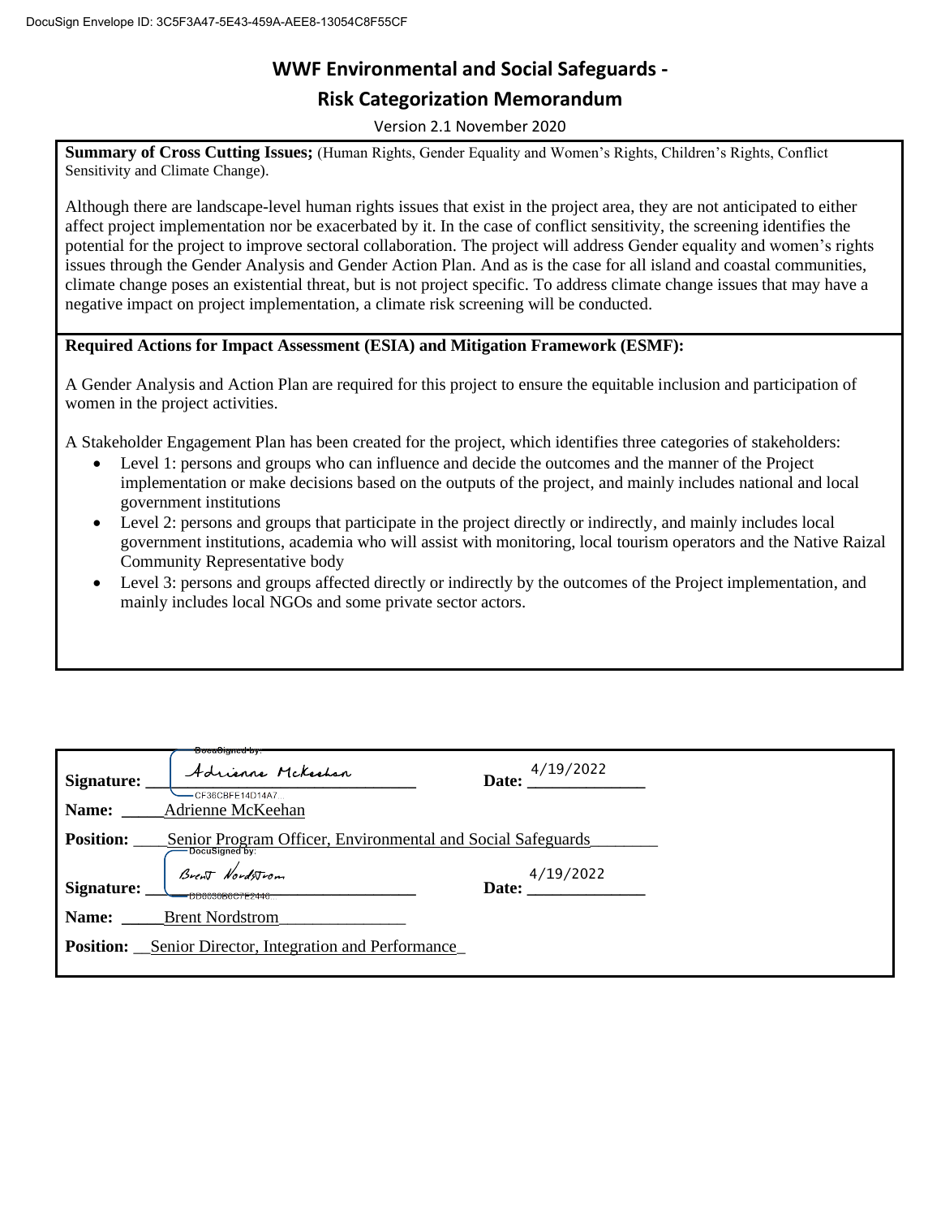## WWF Environmental and Social Safeguards -

## Risk Categorization Memorandum

Version 2.1 November 2020

**Summary of Cross Cutting Issues;** (Human Rights, Gender Equality and Women's Rights, Children's Rights, Conflict Sensitivity and Climate Change).

Although there are landscape-level human rights issues that exist in the project area, they are not anticipated to either affect project implementation nor be exacerbated by it. In the case of conflict sensitivity, the screening identifies the potential for the project to improve sectoral collaboration. The project will address Gender equality and women's rights issues through the Gender Analysis and Gender Action Plan. And as is the case for all island and coastal communities, climate change poses an existential threat, but is not project specific. To address climate change issues that may have a negative impact on project implementation, a climate risk screening will be conducted.

**Required Actions for Impact Assessment (ESIA) and Mitigation Framework (ESMF):**

A Gender Analysis and Action Plan are required for this project to ensure the equitable inclusion and participation of women in the project activities.

A Stakeholder Engagement Plan has been created for the project, which identifies three categories of stakeholders:

- Level 1: persons and groups who can influence and decide the outcomes and the manner of the Project implementation or make decisions based on the outputs of the project, and mainly includes national and local government institutions
- Level 2: persons and groups that participate in the project directly or indirectly, and mainly includes local government institutions, academia who will assist with monitoring, local tourism operators and the Native Raizal Community Representative body
- Level 3: persons and groups affected directly or indirectly by the outcomes of the Project implementation, and mainly includes local NGOs and some private sector actors.

**Signature:** Adrienne McKeehan (DocuSigned by: CF36CBFE14D14A7...) **Date:** 4/19/2022

**Name:** Adrienne McKeehan

**Position:** Senior Program Officer, Environmental and Social Safeguards

**Signature:** Brent Nordstrom (DocuSigned by: DD8030B6C7E2448...) **Date:** 4/19/2022

**Name:** Brent Nordstrom

**Position:** Senior Director, Integration and Performance